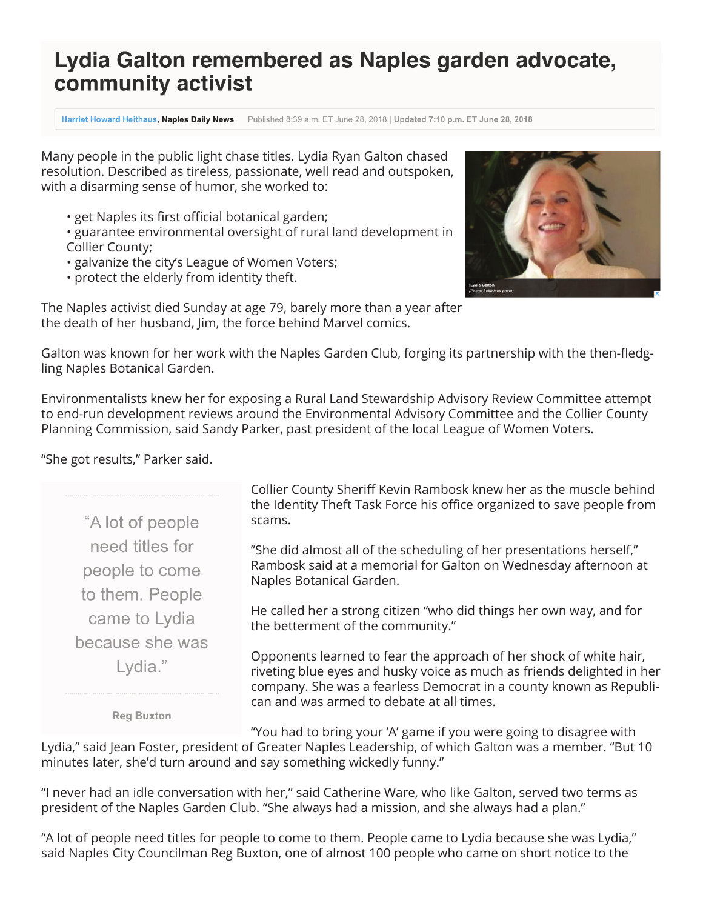# Lydia Galton remembered as Naples garden advocate, community activist

Harriet Howard Heithaus, **Naples Daily News** Published 8:39 a.m. ET June 28, 2018 | **Updated 7:10 p.m. ET June 28, 2018**

Many people in the public light chase titles. Lydia Ryan Galton chased resolution. Described as tireless, passionate, well read and outspoken, with a disarming sense of humor, she worked to:

- get Naples its first official botanical garden;
- guarantee environmental oversight of rural land development in Collier County;
- galvanize the city's League of Women Voters;
- protect the elderly from identity theft.

Lydia Galton (Photo: Submitted photo)

The Naples activist died Sunday at age 79, barely more than a year after the death of her husband, Jim, the force behind Marvel comics.

Galton was known for her work with the Naples Garden Club, forging its partnership with the then-fledgling Naples Botanical Garden.

Environmentalists knew her for exposing a Rural Land Stewardship Advisory Review Committee attempt to end-run development reviews around the Environmental Advisory Committee and the Collier County Planning Commission, said Sandy Parker, past president of the local League of Women Voters.

"She got results," Parker said.

> "A lot of people need titles for people to come to them. People came to Lydia because she was Lydia."
>
> **Reg Buxton**

Collier County Sheriff Kevin Rambosk knew her as the muscle behind the Identity Theft Task Force his office organized to save people from scams.

"She did almost all of the scheduling of her presentations herself," Rambosk said at a memorial for Galton on Wednesday afternoon at Naples Botanical Garden.

He called her a strong citizen "who did things her own way, and for the betterment of the community."

Opponents learned to fear the approach of her shock of white hair, riveting blue eyes and husky voice as much as friends delighted in her company. She was a fearless Democrat in a county known as Republican and was armed to debate at all times.

"You had to bring your 'A' game if you were going to disagree with Lydia," said Jean Foster, president of Greater Naples Leadership, of which Galton was a member. "But 10 minutes later, she'd turn around and say something wickedly funny."

"I never had an idle conversation with her," said Catherine Ware, who like Galton, served two terms as president of the Naples Garden Club. "She always had a mission, and she always had a plan."

"A lot of people need titles for people to come to them. People came to Lydia because she was Lydia," said Naples City Councilman Reg Buxton, one of almost 100 people who came on short notice to the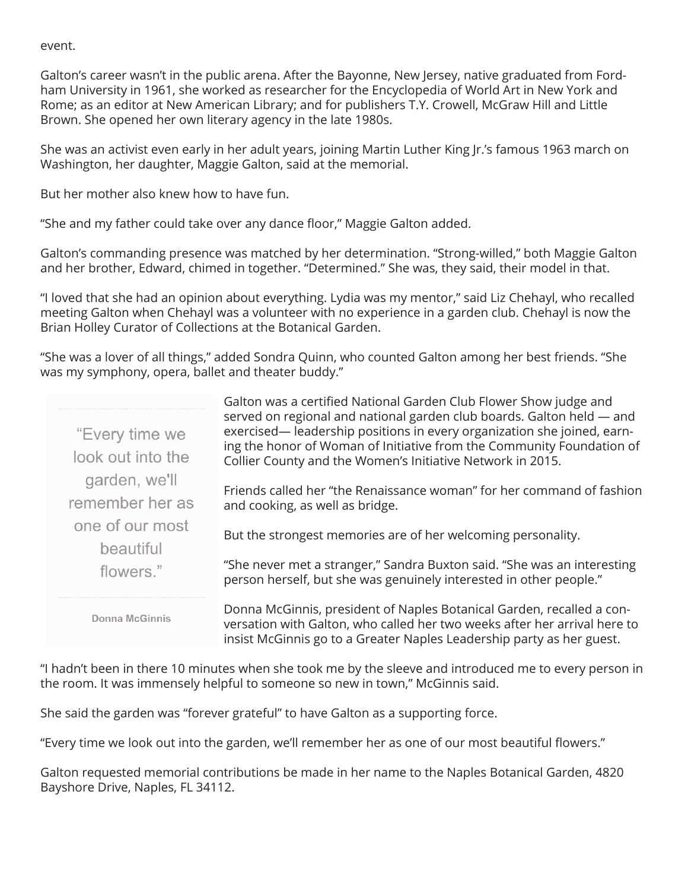event.

Galton's career wasn't in the public arena. After the Bayonne, New Jersey, native graduated from Fordham University in 1961, she worked as researcher for the Encyclopedia of World Art in New York and Rome; as an editor at New American Library; and for publishers T.Y. Crowell, McGraw Hill and Little Brown. She opened her own literary agency in the late 1980s.

She was an activist even early in her adult years, joining Martin Luther King Jr.'s famous 1963 march on Washington, her daughter, Maggie Galton, said at the memorial.

But her mother also knew how to have fun.

"She and my father could take over any dance floor," Maggie Galton added.

Galton's commanding presence was matched by her determination. "Strong-willed," both Maggie Galton and her brother, Edward, chimed in together. "Determined." She was, they said, their model in that.

"I loved that she had an opinion about everything. Lydia was my mentor," said Liz Chehayl, who recalled meeting Galton when Chehayl was a volunteer with no experience in a garden club. Chehayl is now the Brian Holley Curator of Collections at the Botanical Garden.

"She was a lover of all things," added Sondra Quinn, who counted Galton among her best friends. "She was my symphony, opera, ballet and theater buddy."

> "Every time we look out into the garden, we'll remember her as one of our most beautiful flowers."
>
> Donna McGinnis

Galton was a certified National Garden Club Flower Show judge and served on regional and national garden club boards. Galton held — and exercised— leadership positions in every organization she joined, earning the honor of Woman of Initiative from the Community Foundation of Collier County and the Women's Initiative Network in 2015.

Friends called her "the Renaissance woman" for her command of fashion and cooking, as well as bridge.

But the strongest memories are of her welcoming personality.

"She never met a stranger," Sandra Buxton said. "She was an interesting person herself, but she was genuinely interested in other people."

Donna McGinnis, president of Naples Botanical Garden, recalled a conversation with Galton, who called her two weeks after her arrival here to insist McGinnis go to a Greater Naples Leadership party as her guest.

"I hadn't been in there 10 minutes when she took me by the sleeve and introduced me to every person in the room. It was immensely helpful to someone so new in town," McGinnis said.

She said the garden was "forever grateful" to have Galton as a supporting force.

"Every time we look out into the garden, we'll remember her as one of our most beautiful flowers."

Galton requested memorial contributions be made in her name to the Naples Botanical Garden, 4820 Bayshore Drive, Naples, FL 34112.